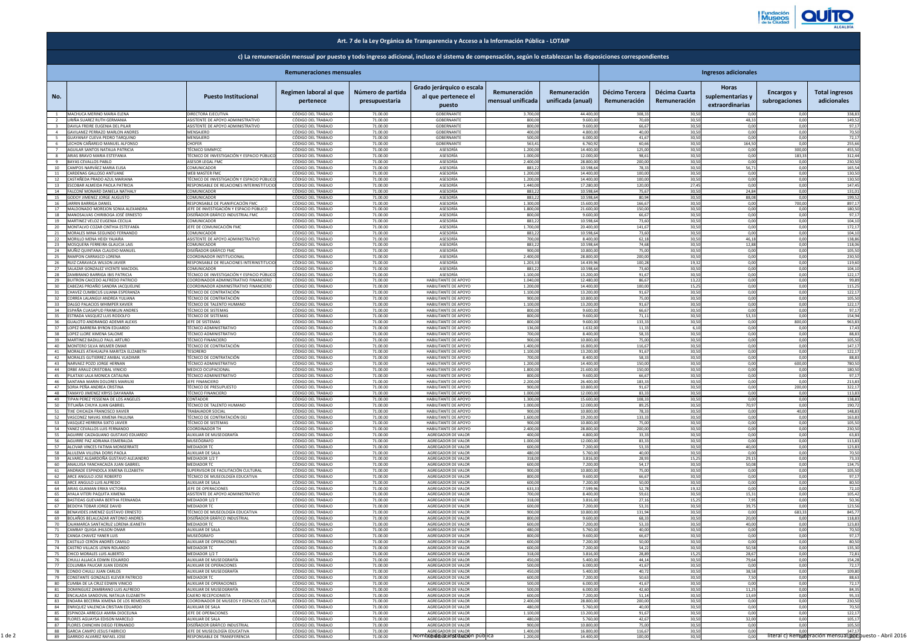## Art. 7 de la Ley Orgánica de Transparencia y Acceso a la Información Pública - LOTAIP

### c) La remuneración mensual por puesto y todo ingreso adicional, incluso el sistema de compensación, según lo establezcan las disposiciones correspondientes

| No. | | Remuneraciones mensuales | | | | | | Ingresos adicionales | | | | |
|---|---|---|---|---|---|---|---|---|---|---|---|---|
| | | Puesto Institucional | Regimen laboral al que pertenece | Número de partida presupuestaria | Grado jerárquico o escala al que pertenece el puesto | Remuneración mensual unificada | Remuneración unificada (anual) | Décimo Tercera Remuneración | Décima Cuarta Remuneración | Horas suplementarias y extraordinarias | Encargos y subrogaciones | Total ingresos adicionales |
| 1 | MACHUCA MERINO MARIA ELENA | DIRECTORA EJECUTIVA | CÓDIGO DEL TRABAJO | 71.00.00 | GOBERNANTE | 3.700,00 | 44.400,00 | 308,33 | 30,50 | 0,00 | 0,00 | 338,83 |
| 2 | URIÑA SUAREZ RUTH GERMANIA | ASISTENTE DE APOYO ADMINISTRATIVO | CÓDIGO DEL TRABAJO | 71.00.00 | GOBERNANTE | 800,00 | 9.600,00 | 70,69 | 30,50 | 48,33 | 0,00 | 149,52 |
| 3 | DAVILA FREIRE EUGENIA DEL PILAR | ASISTENTE DE APOYO ADMINISTRATIVO | CÓDIGO DEL TRABAJO | 71.00.00 | GOBERNANTE | 800,00 | 9.600,00 | 66,67 | 30,50 | 0,00 | 0,00 | 97,17 |
| 4 | GAVILANEZ PERRAZO MARLON ANDRES | MENSAJERO | CÓDIGO DEL TRABAJO | 71.00.00 | GOBERNANTE | 400,00 | 4.800,00 | 40,00 | 30,50 | 0,00 | 0,00 | 70,50 |
| 5 | GUAYANAY CUEVA PEDRO TARQUINO | MENSAJERO | CÓDIGO DEL TRABAJO | 71.00.00 | GOBERNANTE | 500,00 | 6.000,00 | 41,67 | 30,50 | 0,00 | 0,00 | 72,17 |
| 6 | LECHON CAÑAREJO MANUEL ALFONSO | CHOFER | CÓDIGO DEL TRABAJO | 71.00.00 | GOBERNANTE | 563,41 | 6.760,92 | 60,66 | 30,50 | 164,50 | 0,00 | 255,66 |
| 7 | AGUILAR SANTOS NATALIA PATRICIA | TÉCNICO SIMMYCC | CÓDIGO DEL TRABAJO | 71.00.00 | ASESORÍA | 1.200,00 | 14.400,00 | 125,00 | 30,50 | 0,00 | 300,00 | 455,50 |
| 8 | ARIAS BRAVO MARIA ESTEFANIA | TÉCNICO DE INVESTIGACIÓN Y ESPACIO PÚBLICO | CÓDIGO DEL TRABAJO | 71.00.00 | ASESORÍA | 1.000,00 | 12.000,00 | 98,61 | 30,50 | 0,00 | 183,33 | 312,44 |
| 9 | BAYAS CEVALLOS PABLO | ASESOR LEGAL FMC | CÓDIGO DEL TRABAJO | 71.00.00 | ASESORÍA | 2.400,00 | 28.800,00 | 200,00 | 30,50 | 0,00 | 0,00 | 230,50 |
| 10 | CAMPOS NARVÁEZ MARIA ELISA | COMUNICADOR | CÓDIGO DEL TRABAJO | 71.00.00 | ASESORÍA | 883,22 | 10.598,64 | 78,33 | 30,50 | 56,71 | 0,00 | 165,54 |
| 11 | CARDENAS GALLOSO ANTUANE | WEB MASTER FMC | CÓDIGO DEL TRABAJO | 71.00.00 | ASESORÍA | 1.200,00 | 14.400,00 | 100,00 | 30,50 | 0,00 | 0,00 | 130,50 |
| 12 | CASTAÑEDA PRADO AZUL MARIANA | TÉCNICO DE INVESTIGACIÓN Y ESPACIO PÚBLICO | CÓDIGO DEL TRABAJO | 71.00.00 | ASESORÍA | 1.200,00 | 14.400,00 | 100,00 | 30,50 | 0,00 | 0,00 | 130,50 |
| 13 | ESCOBAR ALMEIDA PAOLA PATRICIA | RESPONSABLE DE RELACIONES INTERINSTITUCIO | CÓDIGO DEL TRABAJO | 71.00.00 | ASESORÍA | 1.440,00 | 17.280,00 | 120,00 | 27,45 | 0,00 | 0,00 | 147,45 |
| 14 | FALCONÍ MONARD DANIELA NATHALY | COMUNICADOR | CÓDIGO DEL TRABAJO | 71.00.00 | ASESORÍA | 883,22 | 10.598,64 | 75,67 | 30,50 | 24,84 | 0,00 | 131,01 |
| 15 | GODOY JIMENEZ JORGE AUGUSTO | COMUNICADOR | CÓDIGO DEL TRABAJO | 71.00.00 | ASESORÍA | 883,22 | 10.598,64 | 80,94 | 30,50 | 88,08 | 0,00 | 199,52 |
| 16 | JARRIN BARRIGA DANIEL | RESPONSABLE DE PLANIFICACIÓN FMC | CÓDIGO DEL TRABAJO | 71.00.00 | ASESORÍA | 1.300,00 | 15.600,00 | 166,67 | 30,50 | 0,00 | 700,00 | 897,17 |
| 17 | MALDONADO MOREJON SONIA ALEXANDRA | JEFE DE INVESTIGACIÓN Y ESPACIO PÚBLICO | CÓDIGO DEL TRABAJO | 71.00.00 | ASESORÍA | 1.800,00 | 21.600,00 | 150,00 | 30,50 | 0,00 | 0,00 | 180,50 |
| 18 | MANOSALVAS CHIRIBOGA JOSÉ ERNESTO | DISEÑADOR GRÁFICO INDUSTRIAL FMC | CÓDIGO DEL TRABAJO | 71.00.00 | ASESORÍA | 800,00 | 9.600,00 | 66,67 | 30,50 | 0,00 | 0,00 | 97,17 |
| 19 | MARTINEZ VELOZ EUGENIA CECILIA | COMUNICADOR | CÓDIGO DEL TRABAJO | 71.00.00 | ASESORÍA | 883,22 | 10.598,64 | 73,60 | 30,50 | 0,00 | 0,00 | 104,10 |
| 20 | MONTALVO COZAR CINTHIA ESTEFANÍA | JEFE DE COMUNICACIÓN FMC | CÓDIGO DEL TRABAJO | 71.00.00 | ASESORÍA | 1.700,00 | 20.400,00 | 141,67 | 30,50 | 0,00 | 0,00 | 172,17 |
| 21 | MORALES MINA SEGUNDO FERNANDO | COMUNICADOR | CÓDIGO DEL TRABAJO | 71.00.00 | ASESORÍA | 883,22 | 10.598,64 | 73,60 | 30,50 | 0,00 | 0,00 | 104,10 |
| 22 | MORILLO MENA HEIDI YAJAIRA | ASISTENTE DE APOYO ADMINISTRATIVO | CÓDIGO DEL TRABAJO | 71.00.00 | ASESORÍA | 700,00 | 8.400,00 | 62,18 | 30,50 | 46,18 | 0,00 | 138,86 |
| 23 | MOSQUERA FERREIRA GLAUCIA LAIS | COMUNICADOR | CÓDIGO DEL TRABAJO | 71.00.00 | ASESORÍA | 883,22 | 10.598,64 | 74,68 | 30,50 | 12,88 | 0,00 | 118,06 |
| 24 | MUÑIZ QUINTANA CLAUDIO MANUEL | DISEÑADOR GRÁFICO FMC | CÓDIGO DEL TRABAJO | 71.00.00 | ASESORÍA | 900,00 | 10.800,00 | 75,00 | 30,50 | 0,00 | 0,00 | 105,50 |
| 25 | RAMPON CARRASCO LORENA | COORDINADOR INSTITUCIONAL | CÓDIGO DEL TRABAJO | 71.00.00 | ASESORÍA | 2.400,00 | 28.800,00 | 200,00 | 30,50 | 0,00 | 0,00 | 230,50 |
| 26 | RUIZ CARAVACA WILSON JAVIER | RESPONSABLE DE RELACIONES INTERINSTITUCIO | CÓDIGO DEL TRABAJO | 71.00.00 | ASESORÍA | 1.203,33 | 14.439,96 | 100,28 | 19,32 | 0,00 | 0,00 | 119,60 |
| 27 | SALAZAR GONZALEZ VICENTE MACDOIL | COMUNICADOR | CÓDIGO DEL TRABAJO | 71.00.00 | ASESORÍA | 883,22 | 10.598,64 | 73,60 | 30,50 | 0,00 | 0,00 | 104,10 |
| 28 | ZAMBRANO BARRIGA IBIS PATRICIA | TÉCNICO DE INVESTIGACIÓN Y ESPACIO PÚBLICO | CÓDIGO DEL TRABAJO | 71.00.00 | ASESORÍA | 1.100,00 | 13.200,00 | 91,67 | 30,50 | 0,00 | 0,00 | 122,17 |
| 29 | BUITRON CAICEDO ALFREDO PATRICIO | COORDINADOR ADMINISTRATIVO FINANCIERO | CÓDIGO DEL TRABAJO | 71.00.00 | HABILITANTE DE APOYO | 1.040,00 | 12.480,00 | 86,67 | 13,22 | 0,00 | 0,00 | 99,89 |
| 30 | CABEZAS PROAÑO SANDRA JACQUELINE | COORDINADOR ADMINISTRATIVO FINANCIERO | CÓDIGO DEL TRABAJO | 71.00.00 | HABILITANTE DE APOYO | 1.200,00 | 14.400,00 | 100,00 | 15,25 | 0,00 | 0,00 | 115,25 |
| 31 | CHAVEZ CUMBICUS LILIANA ESPERANZA | TÉCNICO DE CONTRATACIÓN | CÓDIGO DEL TRABAJO | 71.00.00 | HABILITANTE DE APOYO | 1.100,00 | 13.200,00 | 91,67 | 30,50 | 0,00 | 0,00 | 122,17 |
| 32 | CORREA LALANGUI ANDREA YULIANA | TÉCNICO DE CONTRATACIÓN | CÓDIGO DEL TRABAJO | 71.00.00 | HABILITANTE DE APOYO | 900,00 | 10.800,00 | 75,00 | 30,50 | 0,00 | 0,00 | 105,50 |
| 33 | DALGO PALACIOS WHIMPER XAVIER | TÉCNICO DE TALENTO HUMANO | CÓDIGO DEL TRABAJO | 71.00.00 | HABILITANTE DE APOYO | 1.100,00 | 13.200,00 | 91,67 | 30,50 | 0,00 | 0,00 | 122,17 |
| 34 | ESPAÑA CUASAPUD FRANKLIN ANDRES | TÉCNICO DE SISTEMAS | CÓDIGO DEL TRABAJO | 71.00.00 | HABILITANTE DE APOYO | 800,00 | 9.600,00 | 66,67 | 30,50 | 0,00 | 0,00 | 97,17 |
| 35 | ESTRADA VASQUEZ LUIS RODOLFO | TÉCNICO DE SISTEMAS | CÓDIGO DEL TRABAJO | 71.00.00 | HABILITANTE DE APOYO | 800,00 | 9.600,00 | 71,11 | 30,50 | 53,33 | 0,00 | 154,94 |
| 36 | GUALOTO ANDRANGO ADEMIR ALEXIS | JEFE DE SISTEMAS | CÓDIGO DEL TRABAJO | 71.00.00 | HABILITANTE DE APOYO | 800,00 | 9.600,00 | 133,33 | 30,50 | 0,00 | 800,00 | 963,83 |
| 37 | LOPEZ BARRERA BYRON EDUARDO | TÉCNICO ADMINISTRATIVO | CÓDIGO DEL TRABAJO | 71.00.00 | HABILITANTE DE APOYO | 136,00 | 1.632,00 | 11,33 | 6,10 | 0,00 | 0,00 | 17,43 |
| 38 | LOPEZ LLORE XIMENA SALOME | TÉCNICO ADMINISTRATIVO | CÓDIGO DEL TRABAJO | 71.00.00 | HABILITANTE DE APOYO | 700,00 | 8.400,00 | 58,33 | 30,50 | 0,00 | 0,00 | 88,83 |
| 39 | MARTINEZ BADILLO PAUL ARTURO | TÉCNICO FINANCIERO | CÓDIGO DEL TRABAJO | 71.00.00 | HABILITANTE DE APOYO | 900,00 | 10.800,00 | 75,00 | 30,50 | 0,00 | 0,00 | 105,50 |
| 40 | MONTERO SILVA WILMER OMAR | TÉCNICO DE CONTRATACIÓN | CÓDIGO DEL TRABAJO | 71.00.00 | HABILITANTE DE APOYO | 1.400,00 | 16.800,00 | 116,67 | 30,50 | 0,00 | 0,00 | 147,17 |
| 41 | MORALES ATAHUALPA MARITZA ELIZABETH | TESORERO | CÓDIGO DEL TRABAJO | 71.00.00 | HABILITANTE DE APOYO | 1.100,00 | 13.200,00 | 91,67 | 30,50 | 0,00 | 0,00 | 122,17 |
| 42 | MORALES GUTIERREZ ANIBAL VLADIMIR | TÉCNICO DE CONTRATACIÓN | CÓDIGO DEL TRABAJO | 71.00.00 | HABILITANTE DE APOYO | 700,00 | 8.400,00 | 58,33 | 30,50 | 0,00 | 0,00 | 88,83 |
| 43 | NARVAEZ POZO JORGE HERNAN | TÉCNICO ADMINISTRATIVO | CÓDIGO DEL TRABAJO | 71.00.00 | HABILITANTE DE APOYO | 1.200,00 | 14.400,00 | 150,00 | 30,50 | 0,00 | 600,00 | 780,50 |
| 44 | ORBE ARAUZ CRISTOBAL VINICIO | MEDICO OCUPACIONAL | CÓDIGO DEL TRABAJO | 71.00.00 | HABILITANTE DE APOYO | 1.800,00 | 21.600,00 | 150,00 | 30,50 | 0,00 | 0,00 | 180,50 |
| 45 | PILATAXI LALA MONICA CATALINA | TÉCNICO ADMINISTRATIVO | CÓDIGO DEL TRABAJO | 71.00.00 | HABILITANTE DE APOYO | 800,00 | 9.600,00 | 66,67 | 30,50 | 0,00 | 0,00 | 97,17 |
| 46 | SANTANA MARIN DOLORES MARIUXI | JEFE FINANCIERO | CÓDIGO DEL TRABAJO | 71.00.00 | HABILITANTE DE APOYO | 2.200,00 | 26.400,00 | 183,33 | 30,50 | 0,00 | 0,00 | 213,83 |
| 47 | SORIA PEÑA ANDREA CRISTINA | TÉCNICO DE PRESUPUESTO | CÓDIGO DEL TRABAJO | 71.00.00 | HABILITANTE DE APOYO | 900,00 | 10.800,00 | 91,67 | 30,50 | 0,00 | 200,00 | 322,17 |
| 48 | TAMAYO JIMENEZ KRYSS DAYANARA | TÉCNICO FINANCIERO | CÓDIGO DEL TRABAJO | 71.00.00 | HABILITANTE DE APOYO | 1.000,00 | 12.000,00 | 83,33 | 30,50 | 0,00 | 0,00 | 113,83 |
| 49 | TIPAN PEREZ YESSENIA DE LOS ANGELES | CONTADOR | CÓDIGO DEL TRABAJO | 71.00.00 | HABILITANTE DE APOYO | 1.300,00 | 15.600,00 | 108,33 | 30,50 | 0,00 | 0,00 | 138,83 |
| 50 | TITUAÑA CHUYA JUAN GABRIEL | TÉCNICO DE TALENTO HUMANO | CÓDIGO DEL TRABAJO | 71.00.00 | HABILITANTE DE APOYO | 1.000,00 | 12.000,00 | 89,25 | 30,50 | 70,97 | 0,00 | 190,72 |
| 51 | TIXE CHICAIZA FRANCISCO XAVIER | TRABAJADOR SOCIAL | CÓDIGO DEL TRABAJO | 71.00.00 | HABILITANTE DE APOYO | 900,00 | 10.800,00 | 78,33 | 30,50 | 0,00 | 40,00 | 148,83 |
| 52 | VASCONEZ NAVAS XIMENA PAULINA | TÉCNICO DE CONTRATACIÓN DEJ | CÓDIGO DEL TRABAJO | 71.00.00 | HABILITANTE DE APOYO | 1.600,00 | 19.200,00 | 133,33 | 30,50 | 0,00 | 0,00 | 163,83 |
| 53 | VASQUEZ HERRERA SIXTO JAVIER | TÉCNICO DE SISTEMAS | CÓDIGO DEL TRABAJO | 71.00.00 | HABILITANTE DE APOYO | 900,00 | 10.800,00 | 75,00 | 30,50 | 0,00 | 0,00 | 105,50 |
| 54 | YANEZ CEVALLOS LUIS FERNANDO | COORDINADOR TH | CÓDIGO DEL TRABAJO | 71.00.00 | HABILITANTE DE APOYO | 2.400,00 | 28.800,00 | 200,00 | 30,50 | 0,00 | 0,00 | 230,50 |
| 55 | AGUIRRE CAIZAGUANO GUSTAVO EDUARDO | AUXILIAR DE MUSEOGRAFÍA | CÓDIGO DEL TRABAJO | 71.00.00 | AGREGADOR DE VALOR | 400,00 | 4.800,00 | 33,33 | 30,50 | 0,00 | 0,00 | 63,83 |
| 56 | AGUIRRE PAZ ADRIANA ESMERALDA | MUSEÓGRAFO | CÓDIGO DEL TRABAJO | 71.00.00 | AGREGADOR DE VALOR | 1.000,00 | 12.000,00 | 83,33 | 30,50 | 0,00 | 0,00 | 113,83 |
| 57 | ALCIVAR VINCES FATIMA MONSERRATE | MEDIADOR TC | CÓDIGO DEL TRABAJO | 71.00.00 | AGREGADOR DE VALOR | 600,00 | 7.200,00 | 53,33 | 30,50 | 40,00 | 0,00 | 123,83 |
| 58 | ALULEMA VILLENA DORIS PAOLA | AUXILIAR DE SALA | CÓDIGO DEL TRABAJO | 71.00.00 | AGREGADOR DE VALOR | 480,00 | 5.760,00 | 40,00 | 30,50 | 0,00 | 0,00 | 70,50 |
| 59 | ALVAREZ ALGARDOÑA GUSTAVO ALEJANDRO | MEDIADOR 1/2 T | CÓDIGO DEL TRABAJO | 71.00.00 | AGREGADOR DE VALOR | 318,00 | 3.816,00 | 28,93 | 15,25 | 29,15 | 0,00 | 73,33 |
| 60 | ANALUISA YANCHACAIZA JUAN GABRIEL | MEDIADOR TC | CÓDIGO DEL TRABAJO | 71.00.00 | AGREGADOR DE VALOR | 600,00 | 7.200,00 | 54,17 | 30,50 | 50,08 | 0,00 | 134,75 |
| 61 | ANDRADE ESPINDOLA XIMENA ELIZABETH | SUPERVISOR DE FACILITACIÓN CULTURAL | CÓDIGO DEL TRABAJO | 71.00.00 | AGREGADOR DE VALOR | 900,00 | 10.800,00 | 75,00 | 30,50 | 0,00 | 0,00 | 105,50 |
| 62 | ARCE ANGULO JOSE ROBERTO | TÉCNICO DE MUSEOLOGÍA EDUCATIVA | CÓDIGO DEL TRABAJO | 71.00.00 | AGREGADOR DE VALOR | 800,00 | 9.600,00 | 66,67 | 30,50 | 0,00 | 0,00 | 97,17 |
| 63 | ARCE ANGULO LUIS ALFREDO | AUXILIAR DE SALA | CÓDIGO DEL TRABAJO | 71.00.00 | AGREGADOR DE VALOR | 600,00 | 7.200,00 | 50,00 | 30,50 | 0,00 | 0,00 | 80,50 |
| 64 | ARIAS GUAMAN ERIKA VICTORIA | JEFE DE OPERACIONES | CÓDIGO DEL TRABAJO | 71.00.00 | AGREGADOR DE VALOR | 633,33 | 7.599,96 | 52,78 | 19,32 | 0,00 | 0,00 | 72,10 |
| 65 | AYALA VITERI PAQUITA XIMENA | ASISTENTE DE APOYO ADMINISTRATIVO | CÓDIGO DEL TRABAJO | 71.00.00 | AGREGADOR DE VALOR | 700,00 | 8.400,00 | 59,61 | 30,50 | 15,31 | 0,00 | 105,42 |
| 66 | BASTIDAS GUEVARA BERTHA FERNANDA | MEDIADOR 1/2 T | CÓDIGO DEL TRABAJO | 71.00.00 | AGREGADOR DE VALOR | 318,00 | 3.816,00 | 27,16 | 15,25 | 7,95 | 0,00 | 50,36 |
| 67 | BEDOYA TOBAR JORGE DAVID | MEDIADOR TC | CÓDIGO DEL TRABAJO | 71.00.00 | AGREGADOR DE VALOR | 600,00 | 7.200,00 | 53,31 | 30,50 | 39,75 | 0,00 | 123,56 |
| 68 | BENAVIDES JIMENEZ GUSTAVO ERNESTO | TÉCNICO DE MUSEOLOGÍA EDUCATIVA | CÓDIGO DEL TRABAJO | 71.00.00 | AGREGADOR DE VALOR | 900,00 | 10.800,00 | 131,94 | 30,50 | 0,00 | 683,33 | 845,77 |
| 69 | BOLAÑOS BELALCAZAR ANTONIO ANDRES | DISEÑADOR GRÁFICO INDUSTRIAL | CÓDIGO DEL TRABAJO | 71.00.00 | AGREGADOR DE VALOR | 800,00 | 9.600,00 | 68,33 | 30,50 | 20,00 | 0,00 | 118,83 |
| 70 | CAJAMARCA SANTACRUZ LORENA JEANETH | MEDIADOR TC | CÓDIGO DEL TRABAJO | 71.00.00 | AGREGADOR DE VALOR | 600,00 | 7.200,00 | 53,33 | 30,50 | 40,00 | 0,00 | 123,83 |
| 71 | CAMBAY QUIGA JHILSON OMAR | AUXILIAR DE SALA | CÓDIGO DEL TRABAJO | 71.00.00 | AGREGADOR DE VALOR | 480,00 | 5.760,00 | 40,00 | 30,50 | 0,00 | 0,00 | 70,50 |
| 72 | CANGA CHAVEZ YANER LUIS | MUSEÓGRAFO | CÓDIGO DEL TRABAJO | 71.00.00 | AGREGADOR DE VALOR | 800,00 | 9.600,00 | 66,67 | 30,50 | 0,00 | 0,00 | 97,17 |
| 73 | CASTILLO CERÓN ANDRÉS CAMILO | AUXILIAR DE OPERACIONES | CÓDIGO DEL TRABAJO | 71.00.00 | AGREGADOR DE VALOR | 600,00 | 7.200,00 | 50,00 | 30,50 | 0,00 | 0,00 | 80,50 |
| 74 | CASTRO VILLACIS LENIN ROLANDO | MEDIADOR TC | CÓDIGO DEL TRABAJO | 71.00.00 | AGREGADOR DE VALOR | 600,00 | 7.200,00 | 54,22 | 30,50 | 50,58 | 0,00 | 135,30 |
| 75 | CHICO MORALES LUIS ALBERTO | MEDIADOR 1/2 T | CÓDIGO DEL TRABAJO | 71.00.00 | AGREGADOR DE VALOR | 318,00 | 3.816,00 | 28,89 | 15,25 | 28,67 | 0,00 | 72,81 |
| 76 | CHULLI ALLAICA EDWIN EDUARDO | AUXILIAR DE MUSEOGRAFÍA | CÓDIGO DEL TRABAJO | 71.00.00 | AGREGADOR DE VALOR | 450,00 | 5.400,00 | 44,14 | 30,50 | 79,64 | 0,00 | 154,28 |
| 77 | COLUMBA PAUCAR JUAN EDISON | AUXILIAR DE OPERACIONES | CÓDIGO DEL TRABAJO | 71.00.00 | AGREGADOR DE VALOR | 500,00 | 6.000,00 | 41,67 | 30,50 | 0,00 | 0,00 | 72,17 |
| 78 | CONDO CHULLI JUAN CARLOS | AUXILIAR DE MUSEOGRAFÍA | CÓDIGO DEL TRABAJO | 71.00.00 | AGREGADOR DE VALOR | 450,00 | 5.400,00 | 40,72 | 30,50 | 38,58 | 0,00 | 109,80 |
| 79 | CONSTANTE GONZALES KLEVER PATRICIO | MEDIADOR TC | CÓDIGO DEL TRABAJO | 71.00.00 | AGREGADOR DE VALOR | 600,00 | 7.200,00 | 50,63 | 30,50 | 7,50 | 0,00 | 88,63 |
| 80 | CUMBA DE LA CRUZ EDWIN VINICIO | AUXILIAR DE OPERACIONES | CÓDIGO DEL TRABAJO | 71.00.00 | AGREGADOR DE VALOR | 500,00 | 6.000,00 | 41,67 | 30,50 | 0,00 | 0,00 | 72,17 |
| 81 | DOMINGUEZ ZAMBRANO LUIS ALFREDO | AUXILIAR DE MUSEOGRAFÍA | CÓDIGO DEL TRABAJO | 71.00.00 | AGREGADOR DE VALOR | 500,00 | 6.000,00 | 42,60 | 30,50 | 11,25 | 0,00 | 84,35 |
| 82 | ENCALADA SANDOVAL NATALIA ELIZABETH | CAJERO RECEPCIONISTA | CÓDIGO DEL TRABAJO | 71.00.00 | AGREGADOR DE VALOR | 600,00 | 7.200,00 | 51,14 | 30,50 | 13,69 | 0,00 | 95,33 |
| 83 | ENDARA BECERRA XIMENA DE LOS REMEDIOS | COORDINADOR DE MUSEOS Y ESPACIOS CULTUR | CÓDIGO DEL TRABAJO | 71.00.00 | AGREGADOR DE VALOR | 2.400,00 | 28.800,00 | 200,00 | 30,50 | 0,00 | 0,00 | 230,50 |
| 84 | ENRIQUEZ VALENCIA CRISTIAN EDUARDO | AUXILIAR DE SALA | CÓDIGO DEL TRABAJO | 71.00.00 | AGREGADOR DE VALOR | 480,00 | 5.760,00 | 40,00 | 30,50 | 0,00 | 0,00 | 70,50 |
| 85 | ESPINOZA ARREGUI AMIRA DIOCELINA | JEFE DE OPERACIONES | CÓDIGO DEL TRABAJO | 71.00.00 | AGREGADOR DE VALOR | 1.100,00 | 13.200,00 | 91,67 | 30,50 | 0,00 | 0,00 | 122,17 |
| 86 | FLORES AGUAYSA EDISON MARCELO | AUXILIAR DE SALA | CÓDIGO DEL TRABAJO | 71.00.00 | AGREGADOR DE VALOR | 480,00 | 5.760,00 | 42,67 | 30,50 | 32,00 | 0,00 | 105,17 |
| 87 | FLORES CHINCHIN DIEGO FERNANDO | DISEÑADOR GRÁFICO INDUSTRIAL | CÓDIGO DEL TRABAJO | 71.00.00 | AGREGADOR DE VALOR | 900,00 | 10.800,00 | 75,00 | 30,50 | 0,00 | 0,00 | 105,50 |
| 88 | GARCIA CAMPO JESUS FABRICIO | JEFE DE MUSEOLOGÍA EDUCATIVA | CÓDIGO DEL TRABAJO | 71.00.00 | AGREGADOR DE VALOR | 1.400,00 | 16.800,00 | 116,67 | 30,50 | 0,00 | 0,00 | 147,17 |
| 89 | GARRIDO ALVAREZ RAFAEL JOSE | RESPONSABLE DE TRANSFERENCIA | CÓDIGO DEL TRABAJO | 71.00.00 | AGREGADOR DE VALOR | 1.200,00 | 14.400,00 | 100,00 | 30,50 | 0,00 | 0,00 | 130,50 |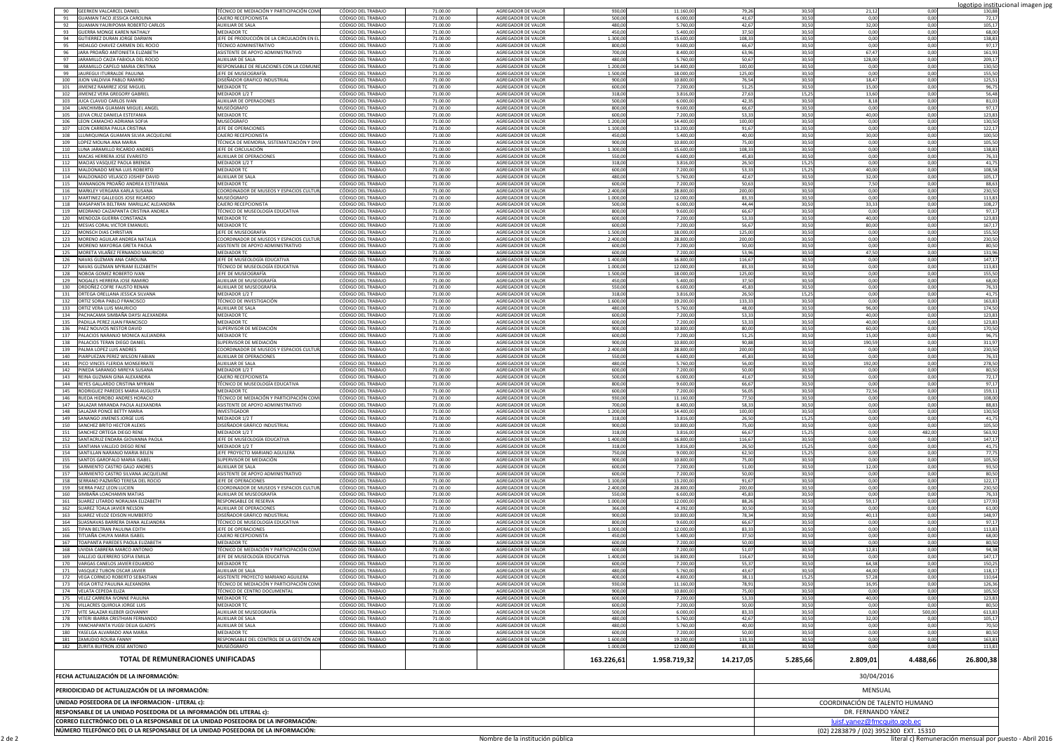| | | | | | | | | | | | | |
|---|---|---|---|---|---|---|---|---|---|---|---|---|
| 90 | GEERKEN VALCARCEL DANIEL | TÉCNICO DE MEDIACIÓN Y PARTICIPACIÓN COMI | CÓDIGO DEL TRABAJO | 71.00.00 | AGREGADOR DE VALOR | 930,00 | 11.160,00 | 79,26 | 30,50 | 21,12 | 0,00 | 130,88 |
| 91 | GUAMAN TACO JESSICA CAROLINA | CAJERO RECEPCIONISTA | CÓDIGO DEL TRABAJO | 71.00.00 | AGREGADOR DE VALOR | 500,00 | 6.000,00 | 41,67 | 30,50 | 0,00 | 0,00 | 72,17 |
| 92 | GUAMAN YAURIPOMA ROBERTO CARLOS | AUXILIAR DE SALA | CÓDIGO DEL TRABAJO | 71.00.00 | AGREGADOR DE VALOR | 480,00 | 5.760,00 | 42,67 | 30,50 | 32,00 | 0,00 | 105,17 |
| 93 | GUERRA MONGE KAREN NATHALY | MEDIADOR TC | CÓDIGO DEL TRABAJO | 71.00.00 | AGREGADOR DE VALOR | 450,00 | 5.400,00 | 37,50 | 30,50 | 0,00 | 0,00 | 68,00 |
| 94 | GUTIERREZ DURAN JORGE DARWIN | JEFE DE PRODUCCIÓN DE LA CIRCULACIÓN EN EL | CÓDIGO DEL TRABAJO | 71.00.00 | AGREGADOR DE VALOR | 1.300,00 | 15.600,00 | 108,33 | 30,50 | 0,00 | 0,00 | 138,83 |
| 95 | HIDALGO CHAVEZ CARMEN DEL ROCIO | TÉCNICO ADMINISTRATIVO | CÓDIGO DEL TRABAJO | 71.00.00 | AGREGADOR DE VALOR | 800,00 | 9.600,00 | 66,67 | 30,50 | 0,00 | 0,00 | 97,17 |
| 96 | JARA PROAÑO ANTONIETA ELIZABETH | ASISTENTE DE APOYO ADMINISTRATIVO | CÓDIGO DEL TRABAJO | 71.00.00 | AGREGADOR DE VALOR | 700,00 | 8.400,00 | 63,96 | 30,50 | 67,47 | 0,00 | 161,93 |
| 97 | JARAMILLO CAIZA FABIOLA DEL ROCIO | AUXILIAR DE SALA | CÓDIGO DEL TRABAJO | 71.00.00 | AGREGADOR DE VALOR | 480,00 | 5.760,00 | 50,67 | 30,50 | 128,00 | 0,00 | 209,17 |
| 98 | JARAMILLO CAPELO MARIA CRISTINA | RESPONSABLE DE RELACIONES CON LA COMUNID | CÓDIGO DEL TRABAJO | 71.00.00 | AGREGADOR DE VALOR | 1.200,00 | 14.400,00 | 100,00 | 30,50 | 0,00 | 0,00 | 130,50 |
| 99 | JAUREGUI ITURRALDE PAULINA | JEFE DE MUSEOGRAFÍA | CÓDIGO DEL TRABAJO | 71.00.00 | AGREGADOR DE VALOR | 1.500,00 | 18.000,00 | 125,00 | 30,50 | 0,00 | 0,00 | 155,50 |
| 100 | JIJON VALDIVIA PABLO RAMIRO | DISEÑADOR GRAFICO INDUSTRIAL | CÓDIGO DEL TRABAJO | 71.00.00 | AGREGADOR DE VALOR | 900,00 | 10.800,00 | 76,54 | 30,50 | 18,47 | 0,00 | 125,51 |
| 101 | JIMENEZ RAMIREZ JOSE MIGUEL | MEDIADOR TC | CÓDIGO DEL TRABAJO | 71.00.00 | AGREGADOR DE VALOR | 600,00 | 7.200,00 | 51,25 | 30,50 | 15,00 | 0,00 | 96,75 |
| 102 | JIMENEZ VERA GREGORY GABRIEL | MEDIADOR 1/2 T | CÓDIGO DEL TRABAJO | 71.00.00 | AGREGADOR DE VALOR | 318,00 | 3.816,00 | 27,63 | 15,25 | 13,60 | 0,00 | 56,48 |
| 103 | JUCA CLAVIJO CARLOS IVAN | AUXILIAR DE OPERACIONES | CÓDIGO DEL TRABAJO | 71.00.00 | AGREGADOR DE VALOR | 500,00 | 6.000,00 | 42,35 | 30,50 | 8,18 | 0,00 | 81,03 |
| 104 | LANCHIMBA GUAMAN MIGUEL ANGEL | MUSEÓGRAFO | CÓDIGO DEL TRABAJO | 71.00.00 | AGREGADOR DE VALOR | 800,00 | 9.600,00 | 66,67 | 30,50 | 0,00 | 0,00 | 97,17 |
| 105 | LEIVA CRUZ DANIELA ESTEFANIA | MEDIADOR TC | CÓDIGO DEL TRABAJO | 71.00.00 | AGREGADOR DE VALOR | 600,00 | 7.200,00 | 53,33 | 30,50 | 40,00 | 0,00 | 123,83 |
| 106 | LEON CAMACHO ADRIANA SOFIA | MUSEÓGRAFO | CÓDIGO DEL TRABAJO | 71.00.00 | AGREGADOR DE VALOR | 1.200,00 | 14.400,00 | 100,00 | 30,50 | 0,00 | 0,00 | 130,50 |
| 107 | LEON CARRERA PAULA CRISTINA | JEFE DE OPERACIONES | CÓDIGO DEL TRABAJO | 71.00.00 | AGREGADOR DE VALOR | 1.100,00 | 13.200,00 | 91,67 | 30,50 | 0,00 | 0,00 | 122,17 |
| 108 | LLUMIQUINGA GUAMAN SILVIA JACQUELINE | CAJERO RECEPCIONISTA | CÓDIGO DEL TRABAJO | 71.00.00 | AGREGADOR DE VALOR | 450,00 | 5.400,00 | 40,00 | 30,50 | 30,00 | 0,00 | 100,50 |
| 109 | LOPEZ MOLINA ANA MARIA | TÉCNICA DE MEMORIA, SISTEMATIZACIÓN Y DIVI | CÓDIGO DEL TRABAJO | 71.00.00 | AGREGADOR DE VALOR | 900,00 | 10.800,00 | 75,00 | 30,50 | 0,00 | 0,00 | 105,50 |
| 110 | LUNA JARAMILLO RICARDO ANDRES | JEFE DE CIRCULACIÓN | CÓDIGO DEL TRABAJO | 71.00.00 | AGREGADOR DE VALOR | 1.300,00 | 15.600,00 | 108,33 | 30,50 | 0,00 | 0,00 | 138,83 |
| 111 | MACAS HERRERA JOSE EVARISTO | AUXILIAR DE OPERACIONES | CÓDIGO DEL TRABAJO | 71.00.00 | AGREGADOR DE VALOR | 550,00 | 6.600,00 | 45,83 | 30,50 | 0,00 | 0,00 | 76,33 |
| 112 | MACIAS VASQUEZ PAOLA BRENDA | MEDIADOR 1/2 T | CÓDIGO DEL TRABAJO | 71.00.00 | AGREGADOR DE VALOR | 318,00 | 3.816,00 | 26,50 | 15,25 | 0,00 | 0,00 | 41,75 |
| 113 | MALDONADO MENA LUIS ROBERTO | MEDIADOR TC | CÓDIGO DEL TRABAJO | 71.00.00 | AGREGADOR DE VALOR | 600,00 | 7.200,00 | 53,33 | 15,25 | 40,00 | 0,00 | 108,58 |
| 114 | MALDONADO VELASCO JOSHEP DAVID | AUXILIAR DE SALA | CÓDIGO DEL TRABAJO | 71.00.00 | AGREGADOR DE VALOR | 480,00 | 5.760,00 | 42,67 | 30,50 | 32,00 | 0,00 | 105,17 |
| 115 | MANANGON PROAÑO ANDREA ESTEFANIA | MEDIADOR TC | CÓDIGO DEL TRABAJO | 71.00.00 | AGREGADOR DE VALOR | 600,00 | 7.200,00 | 50,63 | 30,50 | 7,50 | 0,00 | 88,63 |
| 116 | MARKLEY VERGARA KARLA SUSANA | COORDINADOR DE MUSEOS Y ESPACIOS CULTUR | CÓDIGO DEL TRABAJO | 71.00.00 | AGREGADOR DE VALOR | 2.400,00 | 28.800,00 | 200,00 | 30,50 | 0,00 | 0,00 | 230,50 |
| 117 | MARTINEZ GALLEGOS JOSE RICARDO | MUSEÓGRAFO | CÓDIGO DEL TRABAJO | 71.00.00 | AGREGADOR DE VALOR | 1.000,00 | 12.000,00 | 83,33 | 30,50 | 0,00 | 0,00 | 113,83 |
| 118 | MASAPANTA BELTRAN MARILLAC ALEJANDRA | CAJERO RECEPCIONISTA | CÓDIGO DEL TRABAJO | 71.00.00 | AGREGADOR DE VALOR | 500,00 | 6.000,00 | 44,44 | 30,50 | 33,33 | 0,00 | 108,27 |
| 119 | MEDRANO CAIZAPANTA CRISTINA ANDREA | TÉCNICO DE MUSEOLOGÍA EDUCATIVA | CÓDIGO DEL TRABAJO | 71.00.00 | AGREGADOR DE VALOR | 800,00 | 9.600,00 | 66,67 | 30,50 | 0,00 | 0,00 | 97,17 |
| 120 | MENDOZA GUERRA CONSTANZA | MEDIADOR TC | CÓDIGO DEL TRABAJO | 71.00.00 | AGREGADOR DE VALOR | 600,00 | 7.200,00 | 53,33 | 30,50 | 40,00 | 0,00 | 123,83 |
| 121 | MESIAS CORAL VICTOR EMANUEL | MEDIADOR TC | CÓDIGO DEL TRABAJO | 71.00.00 | AGREGADOR DE VALOR | 600,00 | 7.200,00 | 56,67 | 30,50 | 80,00 | 0,00 | 167,17 |
| 122 | MONSCH DIAS CHRISTIAN | JEFE DE MUSEOGRAFÍA | CÓDIGO DEL TRABAJO | 71.00.00 | AGREGADOR DE VALOR | 1.500,00 | 18.000,00 | 125,00 | 30,50 | 0,00 | 0,00 | 155,50 |
| 123 | MORENO AGUILAR ANDREA NATALIA | COORDINADOR DE MUSEOS Y ESPACIOS CULTUR | CÓDIGO DEL TRABAJO | 71.00.00 | AGREGADOR DE VALOR | 2.400,00 | 28.800,00 | 200,00 | 30,50 | 0,00 | 0,00 | 230,50 |
| 124 | MORENO MAYORGA GRETA PAOLA | ASISTENTE DE APOYO ADMINISTRATIVO | CÓDIGO DEL TRABAJO | 71.00.00 | AGREGADOR DE VALOR | 600,00 | 7.200,00 | 50,00 | 30,50 | 0,00 | 0,00 | 80,50 |
| 125 | MORETA VILAÑEZ FERNANDO MAURICIO | MEDIADOR TC | CÓDIGO DEL TRABAJO | 71.00.00 | AGREGADOR DE VALOR | 600,00 | 7.200,00 | 53,96 | 30,50 | 47,50 | 0,00 | 131,96 |
| 126 | NAVAS GUZMAN ANA CAROLINA | JEFE DE MUSEOLOGÍA EDUCATIVA | CÓDIGO DEL TRABAJO | 71.00.00 | AGREGADOR DE VALOR | 1.400,00 | 16.800,00 | 116,67 | 30,50 | 0,00 | 0,00 | 147,17 |
| 127 | NAVAS GUZMAN MYRIAM ELIZABETH | TÉCNICO DE MUSEOLOGÍA EDUCATIVA | CÓDIGO DEL TRABAJO | 71.00.00 | AGREGADOR DE VALOR | 1.000,00 | 12.000,00 | 83,33 | 30,50 | 0,00 | 0,00 | 113,83 |
| 128 | NOBOA GOMEZ ROBERTO IVAN | JEFE DE MUSEOGRAFÍA | CÓDIGO DEL TRABAJO | 71.00.00 | AGREGADOR DE VALOR | 1.500,00 | 18.000,00 | 125,00 | 30,50 | 0,00 | 0,00 | 155,50 |
| 129 | NOGALES HERRERA JOSE RAMIRO | AUXILIAR DE MUSEOGRAFÍA | CÓDIGO DEL TRABAJO | 71.00.00 | AGREGADOR DE VALOR | 450,00 | 5.400,00 | 37,50 | 30,50 | 0,00 | 0,00 | 68,00 |
| 130 | ORDOÑEZ COFRE FAUSTO RENAN | AUXILIAR DE MUSEOGRAFÍA | CÓDIGO DEL TRABAJO | 71.00.00 | AGREGADOR DE VALOR | 550,00 | 6.600,00 | 45,83 | 30,50 | 0,00 | 0,00 | 76,33 |
| 131 | ORTEGA ORELLANA JESSICA SILVANA | MEDIADOR 1/2 T | CÓDIGO DEL TRABAJO | 71.00.00 | AGREGADOR DE VALOR | 318,00 | 3.816,00 | 26,50 | 15,25 | 0,00 | 0,00 | 41,75 |
| 132 | ORTIZ SORIA PABLO FRANCISCO | TÉCNICO DE INVESTIGACIÓN | CÓDIGO DEL TRABAJO | 71.00.00 | AGREGADOR DE VALOR | 1.600,00 | 19.200,00 | 133,33 | 30,50 | 0,00 | 0,00 | 163,83 |
| 133 | ORTIZ VERA LUIS MAURICIO | AUXILIAR DE SALA | CÓDIGO DEL TRABAJO | 71.00.00 | AGREGADOR DE VALOR | 480,00 | 5.760,00 | 48,00 | 30,50 | 96,00 | 0,00 | 174,50 |
| 134 | PACHACAMA SIMBAÑA DAYSI ALEXANDRA | MEDIADOR TC | CÓDIGO DEL TRABAJO | 71.00.00 | AGREGADOR DE VALOR | 600,00 | 7.200,00 | 53,33 | 30,50 | 40,00 | 0,00 | 123,83 |
| 135 | PADILLA PEREZ JUAN FRANCISCO | MEDIADOR TC | CÓDIGO DEL TRABAJO | 71.00.00 | AGREGADOR DE VALOR | 600,00 | 7.200,00 | 53,33 | 30,50 | 40,00 | 0,00 | 123,83 |
| 136 | PAEZ NOLIVOS NESTOR DAVID | SUPERVISOR DE MEDIACIÓN | CÓDIGO DEL TRABAJO | 71.00.00 | AGREGADOR DE VALOR | 900,00 | 10.800,00 | 80,00 | 30,50 | 60,00 | 0,00 | 170,50 |
| 137 | PALACIOS NARANJO MONICA ALEJANDRA | MEDIADOR TC | CÓDIGO DEL TRABAJO | 71.00.00 | AGREGADOR DE VALOR | 600,00 | 7.200,00 | 51,25 | 30,50 | 15,00 | 0,00 | 96,75 |
| 138 | PALACIOS TERAN DIEGO DANIEL | SUPERVISOR DE MEDIACIÓN | CÓDIGO DEL TRABAJO | 71.00.00 | AGREGADOR DE VALOR | 900,00 | 10.800,00 | 90,88 | 30,50 | 190,59 | 0,00 | 311,97 |
| 139 | PALMA LOPEZ LUIS ANDRES | COORDINADOR DE MUSEOS Y ESPACIOS CULTUR | CÓDIGO DEL TRABAJO | 71.00.00 | AGREGADOR DE VALOR | 2.400,00 | 28.800,00 | 200,00 | 30,50 | 0,00 | 0,00 | 230,50 |
| 140 | PIARPUEZAN PEREZ WILSON FABIAN | AUXILIAR DE OPERACIONES | CÓDIGO DEL TRABAJO | 71.00.00 | AGREGADOR DE VALOR | 550,00 | 6.600,00 | 45,83 | 30,50 | 0,00 | 0,00 | 76,33 |
| 141 | PICO VINCES FLERIDA MONSERRATE | AUXILIAR DE SALA | CÓDIGO DEL TRABAJO | 71.00.00 | AGREGADOR DE VALOR | 480,00 | 5.760,00 | 56,00 | 30,50 | 192,00 | 0,00 | 278,50 |
| 142 | PINEDA SARANGO MIREYA SUSANA | MEDIADOR 1/2 T | CÓDIGO DEL TRABAJO | 71.00.00 | AGREGADOR DE VALOR | 600,00 | 7.200,00 | 50,00 | 30,50 | 0,00 | 0,00 | 80,50 |
| 143 | REINA GUZMAN GINA ALEXANDRA | CAJERO RECEPCIONISTA | CÓDIGO DEL TRABAJO | 71.00.00 | AGREGADOR DE VALOR | 500,00 | 6.000,00 | 41,67 | 30,50 | 0,00 | 0,00 | 72,17 |
| 144 | REYES GALLARDO CRISTINA MYRIAN | TÉCNICO DE MUSEOLOGÍA EDUCATIVA | CÓDIGO DEL TRABAJO | 71.00.00 | AGREGADOR DE VALOR | 800,00 | 9.600,00 | 66,67 | 30,50 | 0,00 | 0,00 | 97,17 |
| 145 | RODRIGUEZ PAREDES MARIA AUGUSTA | MEDIADOR TC | CÓDIGO DEL TRABAJO | 71.00.00 | AGREGADOR DE VALOR | 600,00 | 7.200,00 | 56,05 | 30,50 | 72,56 | 0,00 | 159,11 |
| 146 | RUEDA HIDROBO ANDRES HORACIO | TÉCNICO DE MEDIACIÓN Y PARTICIPACIÓN COMI | CÓDIGO DEL TRABAJO | 71.00.00 | AGREGADOR DE VALOR | 930,00 | 11.160,00 | 77,50 | 30,50 | 0,00 | 0,00 | 108,00 |
| 147 | SALAZAR MIRANDA PAOLA ALEXANDRA | ASISTENTE DE APOYO ADMINISTRATIVO | CÓDIGO DEL TRABAJO | 71.00.00 | AGREGADOR DE VALOR | 700,00 | 8.400,00 | 58,33 | 30,50 | 0,00 | 0,00 | 88,83 |
| 148 | SALAZAR PONCE BETTY MARIA | INVESTIGADOR | CÓDIGO DEL TRABAJO | 71.00.00 | AGREGADOR DE VALOR | 1.200,00 | 14.400,00 | 100,00 | 30,50 | 0,00 | 0,00 | 130,50 |
| 149 | SANANGO JIMENES JORGE LUIS | MEDIADOR 1/2 T | CÓDIGO DEL TRABAJO | 71.00.00 | AGREGADOR DE VALOR | 318,00 | 3.816,00 | 26,50 | 15,25 | 0,00 | 0,00 | 41,75 |
| 150 | SANCHEZ BRITO HECTOR ALEXIS | DISEÑADOR GRÁFICO INDUSTRIAL | CÓDIGO DEL TRABAJO | 71.00.00 | AGREGADOR DE VALOR | 900,00 | 10.800,00 | 75,00 | 30,50 | 0,00 | 0,00 | 105,50 |
| 151 | SANCHEZ ORTEGA DIEGO RENE | MEDIADOR 1/2 T | CÓDIGO DEL TRABAJO | 71.00.00 | AGREGADOR DE VALOR | 318,00 | 3.816,00 | 66,67 | 15,25 | 0,00 | 482,00 | 563,92 |
| 152 | SANTACRUZ ENDARA GIOVANNA PAOLA | JEFE DE MUSEOLOGÍA EDUCATIVA | CÓDIGO DEL TRABAJO | 71.00.00 | AGREGADOR DE VALOR | 1.400,00 | 16.800,00 | 116,67 | 30,50 | 0,00 | 0,00 | 147,17 |
| 153 | SANTIANA VALLEJO DIEGO RENE | MEDIADOR 1/2 T | CÓDIGO DEL TRABAJO | 71.00.00 | AGREGADOR DE VALOR | 318,00 | 3.816,00 | 26,50 | 15,25 | 0,00 | 0,00 | 41,75 |
| 154 | SANTILLAN NARANJO MARIA BELEN | JEFE PROYECTO MARIANO AGUILERA | CÓDIGO DEL TRABAJO | 71.00.00 | AGREGADOR DE VALOR | 750,00 | 9.000,00 | 62,50 | 15,25 | 0,00 | 0,00 | 77,75 |
| 155 | SANTOS GAROFALO MARIA ISABEL | SUPERVISOR DE MEDIACIÓN | CÓDIGO DEL TRABAJO | 71.00.00 | AGREGADOR DE VALOR | 900,00 | 10.800,00 | 75,00 | 30,50 | 0,00 | 0,00 | 105,50 |
| 156 | SARMIENTO CASTRO GALO ANDRES | AUXILIAR DE SALA | CÓDIGO DEL TRABAJO | 71.00.00 | AGREGADOR DE VALOR | 600,00 | 7.200,00 | 51,00 | 30,50 | 12,00 | 0,00 | 93,50 |
| 157 | SARMIENTO CASTRO SILVANA JACQUELINE | ASISTENTE DE APOYO ADMINISTRATIVO | CÓDIGO DEL TRABAJO | 71.00.00 | AGREGADOR DE VALOR | 600,00 | 7.200,00 | 50,00 | 30,50 | 0,00 | 0,00 | 80,50 |
| 158 | SERRANO PAZMIÑO TERESA DEL ROCIO | JEFE DE OPERACIONES | CÓDIGO DEL TRABAJO | 71.00.00 | AGREGADOR DE VALOR | 1.100,00 | 13.200,00 | 91,67 | 30,50 | 0,00 | 0,00 | 122,17 |
| 159 | SIERRA PAEZ LEON LUCIEN | COORDINADOR DE MUSEOS Y ESPACIOS CULTUR | CÓDIGO DEL TRABAJO | 71.00.00 | AGREGADOR DE VALOR | 2.400,00 | 28.800,00 | 200,00 | 30,50 | 0,00 | 0,00 | 230,50 |
| 160 | SIMBAÑA LOACHAMIN MATIAS | AUXILIAR DE MUSEOGRAFÍA | CÓDIGO DEL TRABAJO | 71.00.00 | AGREGADOR DE VALOR | 550,00 | 6.600,00 | 45,83 | 30,50 | 0,00 | 0,00 | 76,33 |
| 161 | SUAREZ LITARDO NORALMA ELIZABETH | RESPONSABLE DE RESERVA | CÓDIGO DEL TRABAJO | 71.00.00 | AGREGADOR DE VALOR | 1.000,00 | 12.000,00 | 88,26 | 30,50 | 59,17 | 0,00 | 177,93 |
| 162 | SUAREZ TOALA JAVIER NELSON | AUXILIAR DE OPERACIONES | CÓDIGO DEL TRABAJO | 71.00.00 | AGREGADOR DE VALOR | 366,00 | 4.392,00 | 30,50 | 30,50 | 0,00 | 0,00 | 61,00 |
| 163 | SUAREZ VELOZ EDISON HUMBERTO | DISEÑADOR GRÁFICO INDUSTRIAL | CÓDIGO DEL TRABAJO | 71.00.00 | AGREGADOR DE VALOR | 900,00 | 10.800,00 | 78,34 | 30,50 | 40,13 | 0,00 | 148,97 |
| 164 | SUASNAVAS BARRERA DIANA ALEJANDRA | TÉCNICO DE MUSEOLOGÍA EDUCATIVA | CÓDIGO DEL TRABAJO | 71.00.00 | AGREGADOR DE VALOR | 800,00 | 9.600,00 | 66,67 | 30,50 | 0,00 | 0,00 | 97,17 |
| 165 | TIPAN BELTRAN PAULINA EDITH | JEFE DE OPERACIONES | CÓDIGO DEL TRABAJO | 71.00.00 | AGREGADOR DE VALOR | 1.000,00 | 12.000,00 | 83,33 | 30,50 | 0,00 | 0,00 | 113,83 |
| 166 | TITUAÑA CHUYA MARIA ISABEL | CAJERO RECEPCIONISTA | CÓDIGO DEL TRABAJO | 71.00.00 | AGREGADOR DE VALOR | 450,00 | 5.400,00 | 37,50 | 30,50 | 0,00 | 0,00 | 68,00 |
| 167 | TOAPANTA PAREDES PAOLA ELIZABETH | MEDIADOR TC | CÓDIGO DEL TRABAJO | 71.00.00 | AGREGADOR DE VALOR | 600,00 | 7.200,00 | 50,00 | 30,50 | 0,00 | 0,00 | 80,50 |
| 168 | UVIDIA CABRERA MARCO ANTONIO | TÉCNICO DE MEDIACIÓN Y PARTICIPACIÓN COMI | CÓDIGO DEL TRABAJO | 71.00.00 | AGREGADOR DE VALOR | 600,00 | 7.200,00 | 51,07 | 30,50 | 12,81 | 0,00 | 94,38 |
| 169 | VALLEJO GUERRERO SOFIA EMILIA | JEFE DE MUSEOLOGÍA EDUCATIVA | CÓDIGO DEL TRABAJO | 71.00.00 | AGREGADOR DE VALOR | 1.400,00 | 16.800,00 | 116,67 | 30,50 | 0,00 | 0,00 | 147,17 |
| 170 | VARGAS CANELOS JAVIER EDUARDO | MEDIADOR TC | CÓDIGO DEL TRABAJO | 71.00.00 | AGREGADOR DE VALOR | 600,00 | 7.200,00 | 55,37 | 30,50 | 64,38 | 0,00 | 150,25 |
| 171 | VASQUEZ TUBON OSCAR JAVIER | AUXILIAR DE SALA | CÓDIGO DEL TRABAJO | 71.00.00 | AGREGADOR DE VALOR | 480,00 | 5.760,00 | 43,67 | 30,50 | 44,00 | 0,00 | 118,17 |
| 172 | VEGA CORNEJO ROBERTO SEBASTIAN | ASISTENTE PROYECTO MARIANO AGUILERA | CÓDIGO DEL TRABAJO | 71.00.00 | AGREGADOR DE VALOR | 400,00 | 4.800,00 | 38,11 | 15,25 | 57,28 | 0,00 | 110,64 |
| 173 | VEGA ORTIZ PAULINA ALEXANDRA | TÉCNICO DE MEDIACIÓN Y PARTICIPACIÓN COMI | CÓDIGO DEL TRABAJO | 71.00.00 | AGREGADOR DE VALOR | 930,00 | 11.160,00 | 78,91 | 30,50 | 16,95 | 0,00 | 126,36 |
| 174 | VELATA CEPEDA ELIZA | TÉCNICO DE CENTRO DOCUMENTAL | CÓDIGO DEL TRABAJO | 71.00.00 | AGREGADOR DE VALOR | 900,00 | 10.800,00 | 75,00 | 30,50 | 0,00 | 0,00 | 105,50 |
| 175 | VELEZ CARRERA IVONNE PAULINA | MEDIADOR TC | CÓDIGO DEL TRABAJO | 71.00.00 | AGREGADOR DE VALOR | 600,00 | 7.200,00 | 53,33 | 30,50 | 40,00 | 0,00 | 123,83 |
| 176 | VILLACRES QUIROLA JORGE LUIS | MEDIADOR TC | CÓDIGO DEL TRABAJO | 71.00.00 | AGREGADOR DE VALOR | 600,00 | 7.200,00 | 50,00 | 30,50 | 0,00 | 0,00 | 80,50 |
| 177 | VITE SALAZAR KLEBER GIOVANNY | AUXILIAR DE MUSEOGRAFÍA | CÓDIGO DEL TRABAJO | 71.00.00 | AGREGADOR DE VALOR | 500,00 | 6.000,00 | 83,33 | 30,50 | 0,00 | 500,00 | 613,83 |
| 178 | VITERI IBARRA CRISTHIAN FERNANDO | AUXILIAR DE SALA | CÓDIGO DEL TRABAJO | 71.00.00 | AGREGADOR DE VALOR | 480,00 | 5.760,00 | 42,67 | 30,50 | 32,00 | 0,00 | 105,17 |
| 179 | YANCHAPANTA YUGSI DELIA GLADYS | AUXILIAR DE SALA | CÓDIGO DEL TRABAJO | 71.00.00 | AGREGADOR DE VALOR | 480,00 | 5.760,00 | 40,00 | 30,50 | 0,00 | 0,00 | 70,50 |
| 180 | YASELGA ALVARADO ANA MARIA | MEDIADOR TC | CÓDIGO DEL TRABAJO | 71.00.00 | AGREGADOR DE VALOR | 600,00 | 7.200,00 | 50,00 | 30,50 | 0,00 | 0,00 | 80,50 |
| 181 | ZAMUDIO ROURA FANNY | RESPONSABLE DEL CONTROL DE LA GESTIÓN AD | CÓDIGO DEL TRABAJO | 71.00.00 | AGREGADOR DE VALOR | 1.600,00 | 19.200,00 | 133,33 | 30,50 | 0,00 | 0,00 | 163,83 |
| 182 | ZURITA BUITRON JOSE ANTONIO | MUSEÓGRAFO | CÓDIGO DEL TRABAJO | 71.00.00 | AGREGADOR DE VALOR | 1.000,00 | 12.000,00 | 83,33 | 30,50 | 0,00 | 0,00 | 113,83 |
| **TOTAL DE REMUNERACIONES UNIFICADAS** | | | | | | **163.226,61** | **1.958.719,32** | **14.217,05** | **5.285,66** | **2.809,01** | **4.488,66** | **26.800,38** |

| | |
|---|---|
| **FECHA ACTUALIZACIÓN DE LA INFORMACIÓN:** | 30/04/2016 |
| **PERIODICIDAD DE ACTUALIZACIÓN DE LA INFORMACIÓN:** | MENSUAL |
| **UNIDAD POSEEDORA DE LA INFORMACION - LITERAL c):** | COORDINACIÓN DE TALENTO HUMANO |
| **RESPONSABLE DE LA UNIDAD POSEEDORA DE LA INFORMACIÓN DEL LITERAL c):** | DR. FERNANDO YÁNEZ |
| **CORREO ELECTRÓNICO DEL O LA RESPONSABLE DE LA UNIDAD POSEEDORA DE LA INFORMACIÓN:** | luisf.yanez@fmcquito.gob.ec |
| **NÚMERO TELEFÓNICO DEL O LA RESPONSABLE DE LA UNIDAD POSEEDORA DE LA INFORMACIÓN:** | (02) 2283879 / (02) 3952300 EXT. 15310 |